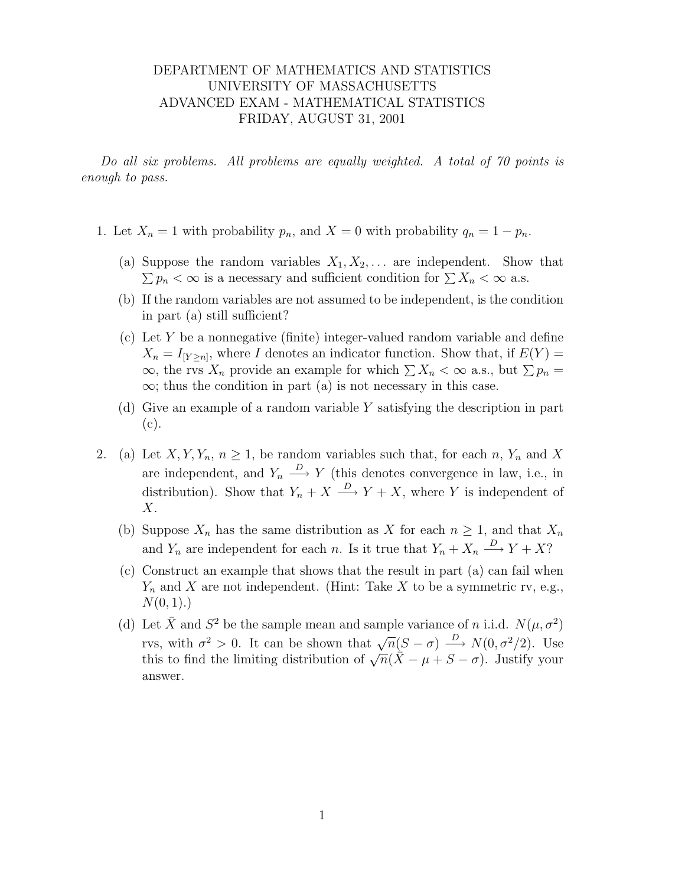DEPARTMENT OF MATHEMATICS AND STATISTICS
UNIVERSITY OF MASSACHUSETTS
ADVANCED EXAM - MATHEMATICAL STATISTICS
FRIDAY, AUGUST 31, 2001

*Do all six problems. All problems are equally weighted. A total of 70 points is enough to pass.*

1. Let $X_n = 1$ with probability $p_n$, and $X = 0$ with probability $q_n = 1 - p_n$.

   (a) Suppose the random variables $X_1, X_2, \ldots$ are independent. Show that $\sum p_n < \infty$ is a necessary and sufficient condition for $\sum X_n < \infty$ a.s.

   (b) If the random variables are not assumed to be independent, is the condition in part (a) still sufficient?

   (c) Let $Y$ be a nonnegative (finite) integer-valued random variable and define $X_n = I_{[Y \geq n]}$, where $I$ denotes an indicator function. Show that, if $E(Y) = \infty$, the rvs $X_n$ provide an example for which $\sum X_n < \infty$ a.s., but $\sum p_n = \infty$; thus the condition in part (a) is not necessary in this case.

   (d) Give an example of a random variable $Y$ satisfying the description in part (c).

2. (a) Let $X, Y, Y_n$, $n \geq 1$, be random variables such that, for each $n$, $Y_n$ and $X$ are independent, and $Y_n \xrightarrow{D} Y$ (this denotes convergence in law, i.e., in distribution). Show that $Y_n + X \xrightarrow{D} Y + X$, where $Y$ is independent of $X$.

   (b) Suppose $X_n$ has the same distribution as $X$ for each $n \geq 1$, and that $X_n$ and $Y_n$ are independent for each $n$. Is it true that $Y_n + X_n \xrightarrow{D} Y + X$?

   (c) Construct an example that shows that the result in part (a) can fail when $Y_n$ and $X$ are not independent. (Hint: Take $X$ to be a symmetric rv, e.g., $N(0, 1)$.)

   (d) Let $\bar{X}$ and $S^2$ be the sample mean and sample variance of $n$ i.i.d. $N(\mu, \sigma^2)$ rvs, with $\sigma^2 > 0$. It can be shown that $\sqrt{n}(S - \sigma) \xrightarrow{D} N(0, \sigma^2/2)$. Use this to find the limiting distribution of $\sqrt{n}(\bar{X} - \mu + S - \sigma)$. Justify your answer.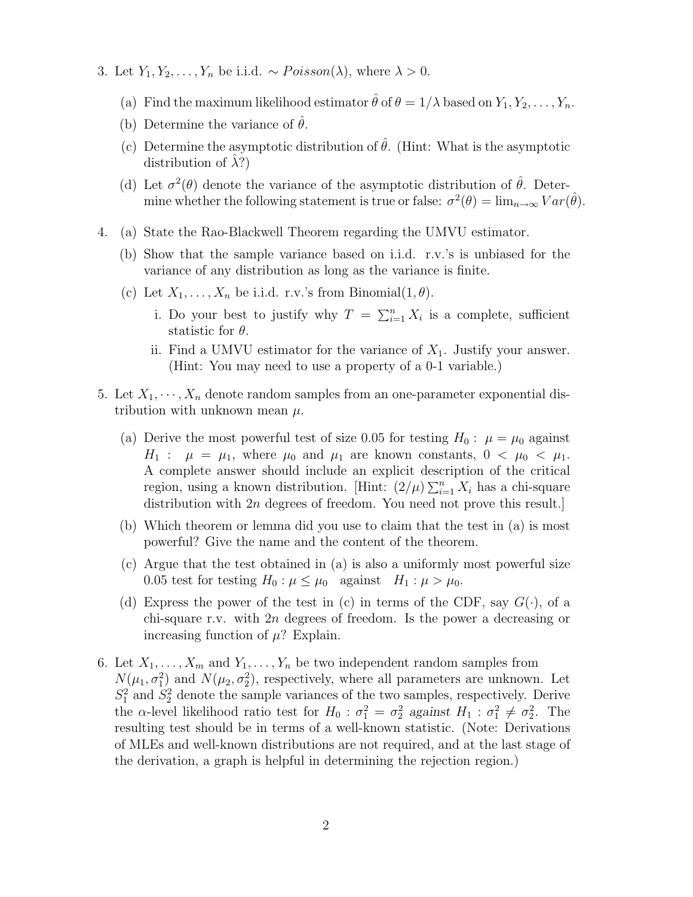3. Let $Y_1, Y_2, \ldots, Y_n$ be i.i.d. $\sim Poisson(\lambda)$, where $\lambda > 0$.

   (a) Find the maximum likelihood estimator $\hat{\theta}$ of $\theta = 1/\lambda$ based on $Y_1, Y_2, \ldots, Y_n$.

   (b) Determine the variance of $\hat{\theta}$.

   (c) Determine the asymptotic distribution of $\hat{\theta}$. (Hint: What is the asymptotic distribution of $\hat{\lambda}$?)

   (d) Let $\sigma^2(\theta)$ denote the variance of the asymptotic distribution of $\hat{\theta}$. Determine whether the following statement is true or false: $\sigma^2(\theta) = \lim_{n\to\infty} Var(\hat{\theta})$.

4. (a) State the Rao-Blackwell Theorem regarding the UMVU estimator.

   (b) Show that the sample variance based on i.i.d. r.v.'s is unbiased for the variance of any distribution as long as the variance is finite.

   (c) Let $X_1, \ldots, X_n$ be i.i.d. r.v.'s from Binomial$(1, \theta)$.

      i. Do your best to justify why $T = \sum_{i=1}^{n} X_i$ is a complete, sufficient statistic for $\theta$.

      ii. Find a UMVU estimator for the variance of $X_1$. Justify your answer. (Hint: You may need to use a property of a 0-1 variable.)

5. Let $X_1, \cdots, X_n$ denote random samples from an one-parameter exponential distribution with unknown mean $\mu$.

   (a) Derive the most powerful test of size 0.05 for testing $H_0: \ \mu = \mu_0$ against $H_1: \ \mu = \mu_1$, where $\mu_0$ and $\mu_1$ are known constants, $0 < \mu_0 < \mu_1$. A complete answer should include an explicit description of the critical region, using a known distribution. [Hint: $(2/\mu)\sum_{i=1}^{n} X_i$ has a chi-square distribution with $2n$ degrees of freedom. You need not prove this result.]

   (b) Which theorem or lemma did you use to claim that the test in (a) is most powerful? Give the name and the content of the theorem.

   (c) Argue that the test obtained in (a) is also a uniformly most powerful size 0.05 test for testing $H_0: \mu \leq \mu_0$ against $H_1: \mu > \mu_0$.

   (d) Express the power of the test in (c) in terms of the CDF, say $G(\cdot)$, of a chi-square r.v. with $2n$ degrees of freedom. Is the power a decreasing or increasing function of $\mu$? Explain.

6. Let $X_1, \ldots, X_m$ and $Y_1, \ldots, Y_n$ be two independent random samples from $N(\mu_1, \sigma_1^2)$ and $N(\mu_2, \sigma_2^2)$, respectively, where all parameters are unknown. Let $S_1^2$ and $S_2^2$ denote the sample variances of the two samples, respectively. Derive the $\alpha$-level likelihood ratio test for $H_0: \sigma_1^2 = \sigma_2^2$ *against* $H_1: \sigma_1^2 \neq \sigma_2^2$. The resulting test should be in terms of a well-known statistic. (Note: Derivations of MLEs and well-known distributions are not required, and at the last stage of the derivation, a graph is helpful in determining the rejection region.)